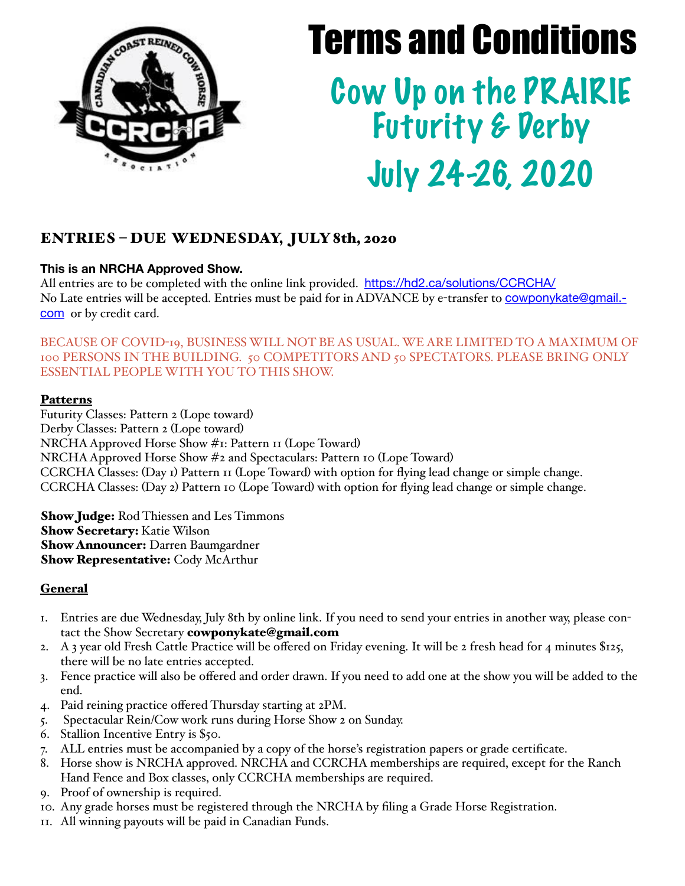# Terms and Conditions

## Cow Up on the PRAIRIE Futurity & Derby

## July 24-26, 2020

### ENTRIES – DUE WEDNESDAY, JULY 8th, 2020

**This is an NRCHA Approved Show.**
All entries are to be completed with the online link provided. https://hd2.ca/solutions/CCRCHA/
No Late entries will be accepted. Entries must be paid for in ADVANCE by e-transfer to cowponykate@gmail.com or by credit card.

BECAUSE OF COVID-19, BUSINESS WILL NOT BE AS USUAL. WE ARE LIMITED TO A MAXIMUM OF 100 PERSONS IN THE BUILDING. 50 COMPETITORS AND 50 SPECTATORS. PLEASE BRING ONLY ESSENTIAL PEOPLE WITH YOU TO THIS SHOW.

**Patterns**
Futurity Classes: Pattern 2 (Lope toward)
Derby Classes: Pattern 2 (Lope toward)
NRCHA Approved Horse Show #1: Pattern 11 (Lope Toward)
NRCHA Approved Horse Show #2 and Spectaculars: Pattern 10 (Lope Toward)
CCRCHA Classes: (Day 1) Pattern 11 (Lope Toward) with option for flying lead change or simple change.
CCRCHA Classes: (Day 2) Pattern 10 (Lope Toward) with option for flying lead change or simple change.

**Show Judge:** Rod Thiessen and Les Timmons
**Show Secretary:** Katie Wilson
**Show Announcer:** Darren Baumgardner
**Show Representative:** Cody McArthur

**General**

1. Entries are due Wednesday, July 8th by online link. If you need to send your entries in another way, please contact the Show Secretary **cowponykate@gmail.com**
2. A 3 year old Fresh Cattle Practice will be offered on Friday evening. It will be 2 fresh head for 4 minutes $125, there will be no late entries accepted.
3. Fence practice will also be offered and order drawn. If you need to add one at the show you will be added to the end.
4. Paid reining practice offered Thursday starting at 2PM.
5. Spectacular Rein/Cow work runs during Horse Show 2 on Sunday.
6. Stallion Incentive Entry is $50.
7. ALL entries must be accompanied by a copy of the horse's registration papers or grade certificate.
8. Horse show is NRCHA approved. NRCHA and CCRCHA memberships are required, except for the Ranch Hand Fence and Box classes, only CCRCHA memberships are required.
9. Proof of ownership is required.
10. Any grade horses must be registered through the NRCHA by filing a Grade Horse Registration.
11. All winning payouts will be paid in Canadian Funds.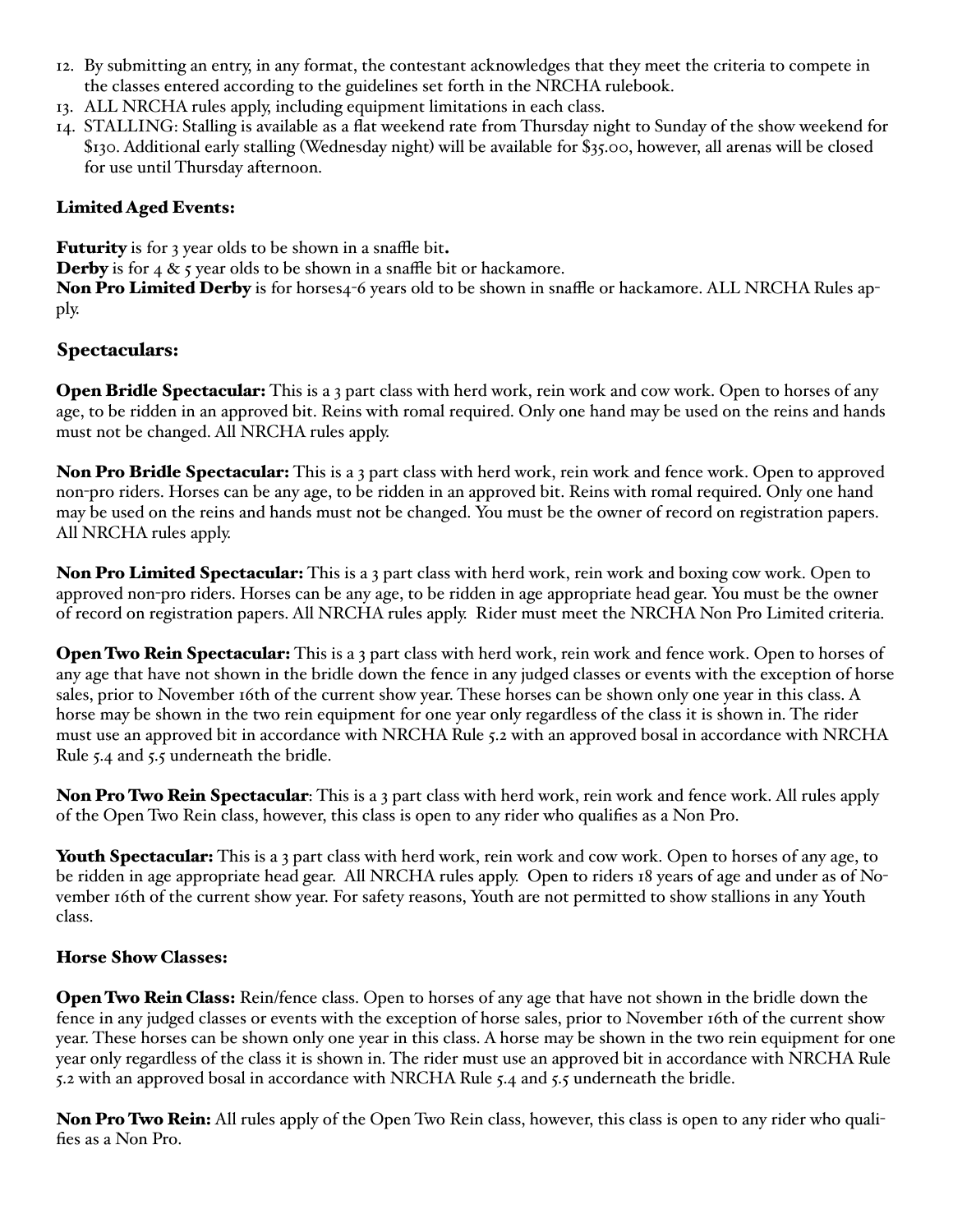12. By submitting an entry, in any format, the contestant acknowledges that they meet the criteria to compete in the classes entered according to the guidelines set forth in the NRCHA rulebook.
13. ALL NRCHA rules apply, including equipment limitations in each class.
14. STALLING: Stalling is available as a flat weekend rate from Thursday night to Sunday of the show weekend for $130. Additional early stalling (Wednesday night) will be available for $35.00, however, all arenas will be closed for use until Thursday afternoon.

### Limited Aged Events:

**Futurity** is for 3 year olds to be shown in a snaffle bit**.**
**Derby** is for 4 & 5 year olds to be shown in a snaffle bit or hackamore.
**Non Pro Limited Derby** is for horses4-6 years old to be shown in snaffle or hackamore. ALL NRCHA Rules apply.

## Spectaculars:

**Open Bridle Spectacular:** This is a 3 part class with herd work, rein work and cow work. Open to horses of any age, to be ridden in an approved bit. Reins with romal required. Only one hand may be used on the reins and hands must not be changed. All NRCHA rules apply.

**Non Pro Bridle Spectacular:** This is a 3 part class with herd work, rein work and fence work. Open to approved non-pro riders. Horses can be any age, to be ridden in an approved bit. Reins with romal required. Only one hand may be used on the reins and hands must not be changed. You must be the owner of record on registration papers. All NRCHA rules apply.

**Non Pro Limited Spectacular:** This is a 3 part class with herd work, rein work and boxing cow work. Open to approved non-pro riders. Horses can be any age, to be ridden in age appropriate head gear. You must be the owner of record on registration papers. All NRCHA rules apply. Rider must meet the NRCHA Non Pro Limited criteria.

**Open Two Rein Spectacular:** This is a 3 part class with herd work, rein work and fence work. Open to horses of any age that have not shown in the bridle down the fence in any judged classes or events with the exception of horse sales, prior to November 16th of the current show year. These horses can be shown only one year in this class. A horse may be shown in the two rein equipment for one year only regardless of the class it is shown in. The rider must use an approved bit in accordance with NRCHA Rule 5.2 with an approved bosal in accordance with NRCHA Rule 5.4 and 5.5 underneath the bridle.

**Non Pro Two Rein Spectacular**: This is a 3 part class with herd work, rein work and fence work. All rules apply of the Open Two Rein class, however, this class is open to any rider who qualifies as a Non Pro.

**Youth Spectacular:** This is a 3 part class with herd work, rein work and cow work. Open to horses of any age, to be ridden in age appropriate head gear. All NRCHA rules apply. Open to riders 18 years of age and under as of November 16th of the current show year. For safety reasons, Youth are not permitted to show stallions in any Youth class.

### Horse Show Classes:

**Open Two Rein Class:** Rein/fence class. Open to horses of any age that have not shown in the bridle down the fence in any judged classes or events with the exception of horse sales, prior to November 16th of the current show year. These horses can be shown only one year in this class. A horse may be shown in the two rein equipment for one year only regardless of the class it is shown in. The rider must use an approved bit in accordance with NRCHA Rule 5.2 with an approved bosal in accordance with NRCHA Rule 5.4 and 5.5 underneath the bridle.

**Non Pro Two Rein:** All rules apply of the Open Two Rein class, however, this class is open to any rider who qualifies as a Non Pro.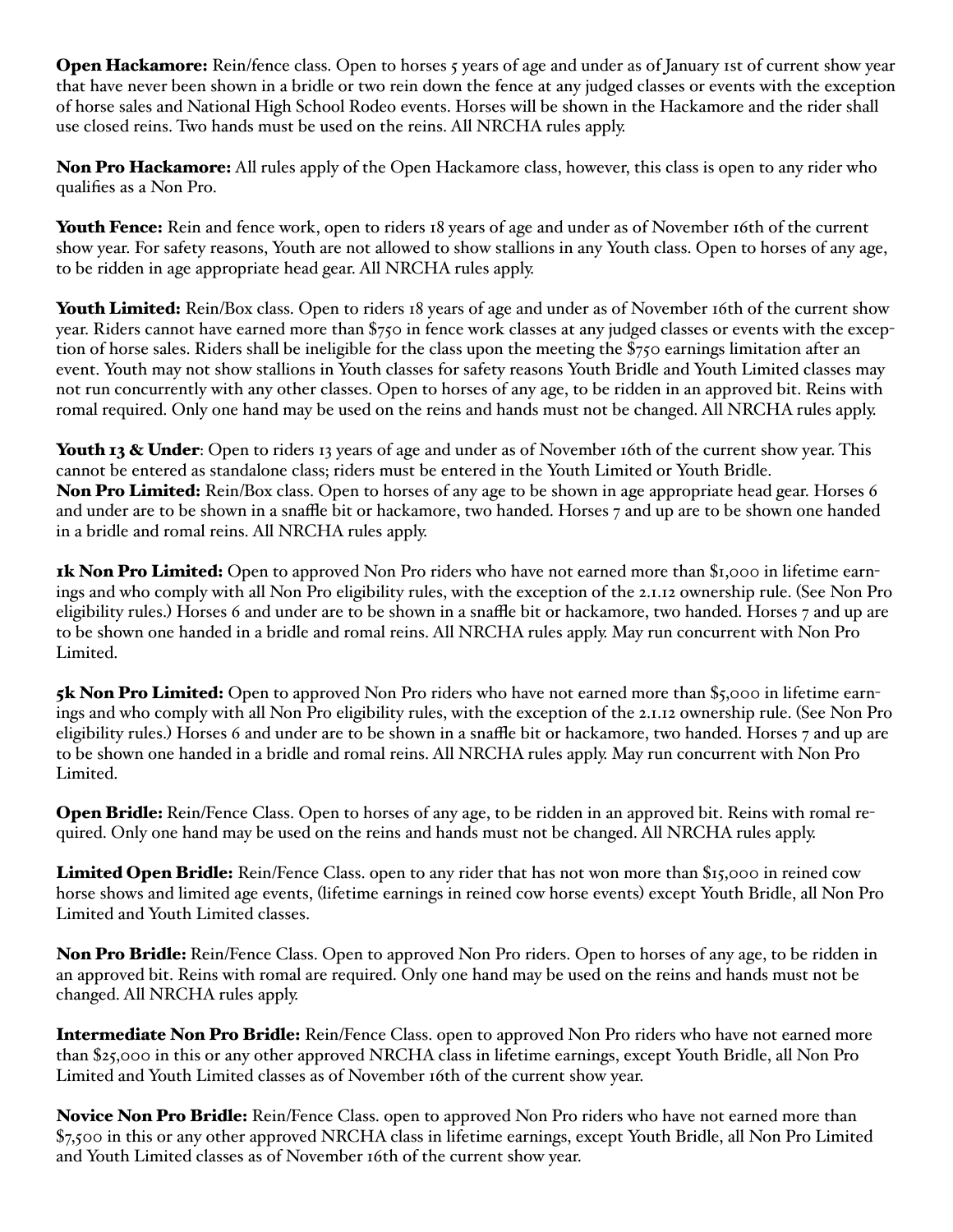**Open Hackamore:** Rein/fence class. Open to horses 5 years of age and under as of January 1st of current show year that have never been shown in a bridle or two rein down the fence at any judged classes or events with the exception of horse sales and National High School Rodeo events. Horses will be shown in the Hackamore and the rider shall use closed reins. Two hands must be used on the reins. All NRCHA rules apply.

**Non Pro Hackamore:** All rules apply of the Open Hackamore class, however, this class is open to any rider who qualifies as a Non Pro.

**Youth Fence:** Rein and fence work, open to riders 18 years of age and under as of November 16th of the current show year. For safety reasons, Youth are not allowed to show stallions in any Youth class. Open to horses of any age, to be ridden in age appropriate head gear. All NRCHA rules apply.

**Youth Limited:** Rein/Box class. Open to riders 18 years of age and under as of November 16th of the current show year. Riders cannot have earned more than $750 in fence work classes at any judged classes or events with the exception of horse sales. Riders shall be ineligible for the class upon the meeting the $750 earnings limitation after an event. Youth may not show stallions in Youth classes for safety reasons Youth Bridle and Youth Limited classes may not run concurrently with any other classes. Open to horses of any age, to be ridden in an approved bit. Reins with romal required. Only one hand may be used on the reins and hands must not be changed. All NRCHA rules apply.

**Youth 13 & Under**: Open to riders 13 years of age and under as of November 16th of the current show year. This cannot be entered as standalone class; riders must be entered in the Youth Limited or Youth Bridle.

**Non Pro Limited:** Rein/Box class. Open to horses of any age to be shown in age appropriate head gear. Horses 6 and under are to be shown in a snaffle bit or hackamore, two handed. Horses 7 and up are to be shown one handed in a bridle and romal reins. All NRCHA rules apply.

**1k Non Pro Limited:** Open to approved Non Pro riders who have not earned more than $1,000 in lifetime earnings and who comply with all Non Pro eligibility rules, with the exception of the 2.1.12 ownership rule. (See Non Pro eligibility rules.) Horses 6 and under are to be shown in a snaffle bit or hackamore, two handed. Horses 7 and up are to be shown one handed in a bridle and romal reins. All NRCHA rules apply. May run concurrent with Non Pro Limited.

**5k Non Pro Limited:** Open to approved Non Pro riders who have not earned more than $5,000 in lifetime earnings and who comply with all Non Pro eligibility rules, with the exception of the 2.1.12 ownership rule. (See Non Pro eligibility rules.) Horses 6 and under are to be shown in a snaffle bit or hackamore, two handed. Horses 7 and up are to be shown one handed in a bridle and romal reins. All NRCHA rules apply. May run concurrent with Non Pro Limited.

**Open Bridle:** Rein/Fence Class. Open to horses of any age, to be ridden in an approved bit. Reins with romal required. Only one hand may be used on the reins and hands must not be changed. All NRCHA rules apply.

**Limited Open Bridle:** Rein/Fence Class. open to any rider that has not won more than $15,000 in reined cow horse shows and limited age events, (lifetime earnings in reined cow horse events) except Youth Bridle, all Non Pro Limited and Youth Limited classes.

**Non Pro Bridle:** Rein/Fence Class. Open to approved Non Pro riders. Open to horses of any age, to be ridden in an approved bit. Reins with romal are required. Only one hand may be used on the reins and hands must not be changed. All NRCHA rules apply.

**Intermediate Non Pro Bridle:** Rein/Fence Class. open to approved Non Pro riders who have not earned more than $25,000 in this or any other approved NRCHA class in lifetime earnings, except Youth Bridle, all Non Pro Limited and Youth Limited classes as of November 16th of the current show year.

**Novice Non Pro Bridle:** Rein/Fence Class. open to approved Non Pro riders who have not earned more than $7,500 in this or any other approved NRCHA class in lifetime earnings, except Youth Bridle, all Non Pro Limited and Youth Limited classes as of November 16th of the current show year.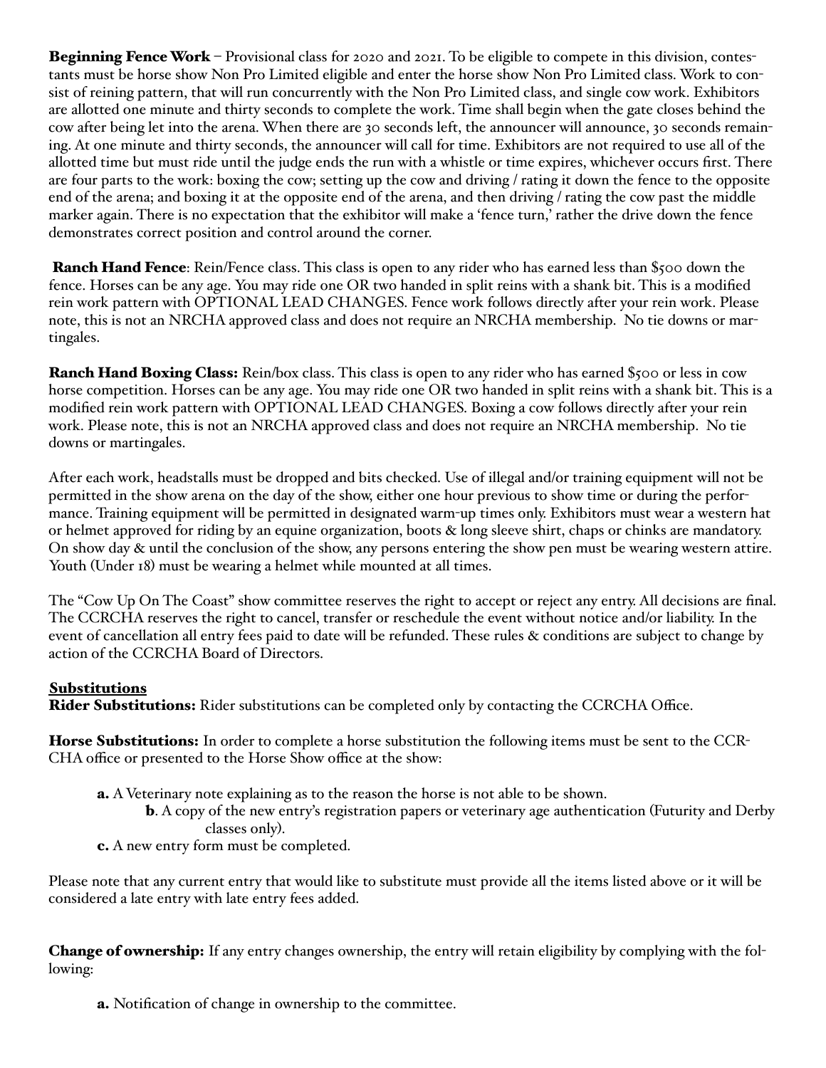**Beginning Fence Work** – Provisional class for 2020 and 2021. To be eligible to compete in this division, contestants must be horse show Non Pro Limited eligible and enter the horse show Non Pro Limited class. Work to consist of reining pattern, that will run concurrently with the Non Pro Limited class, and single cow work. Exhibitors are allotted one minute and thirty seconds to complete the work. Time shall begin when the gate closes behind the cow after being let into the arena. When there are 30 seconds left, the announcer will announce, 30 seconds remaining. At one minute and thirty seconds, the announcer will call for time. Exhibitors are not required to use all of the allotted time but must ride until the judge ends the run with a whistle or time expires, whichever occurs first. There are four parts to the work: boxing the cow; setting up the cow and driving / rating it down the fence to the opposite end of the arena; and boxing it at the opposite end of the arena, and then driving / rating the cow past the middle marker again. There is no expectation that the exhibitor will make a 'fence turn,' rather the drive down the fence demonstrates correct position and control around the corner.

**Ranch Hand Fence**: Rein/Fence class. This class is open to any rider who has earned less than $500 down the fence. Horses can be any age. You may ride one OR two handed in split reins with a shank bit. This is a modified rein work pattern with OPTIONAL LEAD CHANGES. Fence work follows directly after your rein work. Please note, this is not an NRCHA approved class and does not require an NRCHA membership. No tie downs or martingales.

**Ranch Hand Boxing Class:** Rein/box class. This class is open to any rider who has earned $500 or less in cow horse competition. Horses can be any age. You may ride one OR two handed in split reins with a shank bit. This is a modified rein work pattern with OPTIONAL LEAD CHANGES. Boxing a cow follows directly after your rein work. Please note, this is not an NRCHA approved class and does not require an NRCHA membership. No tie downs or martingales.

After each work, headstalls must be dropped and bits checked. Use of illegal and/or training equipment will not be permitted in the show arena on the day of the show, either one hour previous to show time or during the performance. Training equipment will be permitted in designated warm-up times only. Exhibitors must wear a western hat or helmet approved for riding by an equine organization, boots & long sleeve shirt, chaps or chinks are mandatory. On show day & until the conclusion of the show, any persons entering the show pen must be wearing western attire. Youth (Under 18) must be wearing a helmet while mounted at all times.

The "Cow Up On The Coast" show committee reserves the right to accept or reject any entry. All decisions are final. The CCRCHA reserves the right to cancel, transfer or reschedule the event without notice and/or liability. In the event of cancellation all entry fees paid to date will be refunded. These rules & conditions are subject to change by action of the CCRCHA Board of Directors.

## Substitutions

**Rider Substitutions:** Rider substitutions can be completed only by contacting the CCRCHA Office.

**Horse Substitutions:** In order to complete a horse substitution the following items must be sent to the CCRCHA office or presented to the Horse Show office at the show:

- **a.** A Veterinary note explaining as to the reason the horse is not able to be shown.
- **b**. A copy of the new entry's registration papers or veterinary age authentication (Futurity and Derby classes only).
- **c.** A new entry form must be completed.

Please note that any current entry that would like to substitute must provide all the items listed above or it will be considered a late entry with late entry fees added.

**Change of ownership:** If any entry changes ownership, the entry will retain eligibility by complying with the following:

- **a.** Notification of change in ownership to the committee.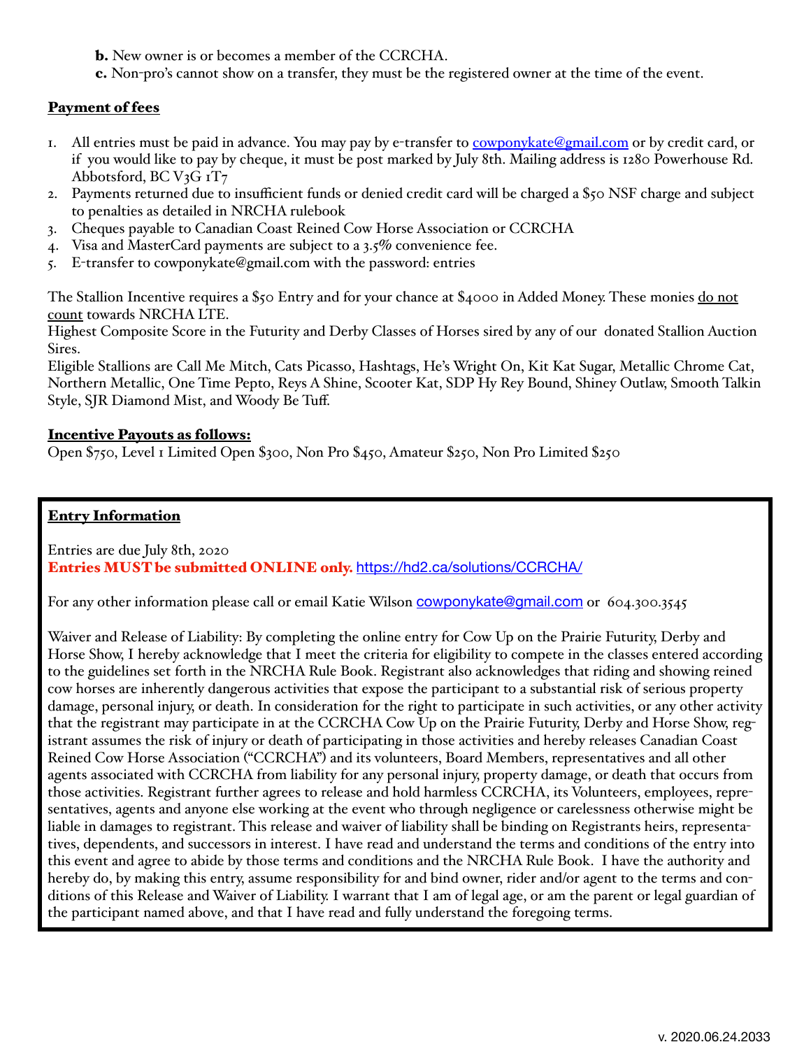**b.** New owner is or becomes a member of the CCRCHA.
**c.** Non-pro's cannot show on a transfer, they must be the registered owner at the time of the event.

## Payment of fees

1. All entries must be paid in advance. You may pay by e-transfer to cowponykate@gmail.com or by credit card, or if you would like to pay by cheque, it must be post marked by July 8th. Mailing address is 1280 Powerhouse Rd. Abbotsford, BC V3G 1T7
2. Payments returned due to insufficient funds or denied credit card will be charged a $50 NSF charge and subject to penalties as detailed in NRCHA rulebook
3. Cheques payable to Canadian Coast Reined Cow Horse Association or CCRCHA
4. Visa and MasterCard payments are subject to a 3.5% convenience fee.
5. E-transfer to cowponykate@gmail.com with the password: entries

The Stallion Incentive requires a $50 Entry and for your chance at $4000 in Added Money. These monies do not count towards NRCHA LTE.
Highest Composite Score in the Futurity and Derby Classes of Horses sired by any of our donated Stallion Auction Sires.
Eligible Stallions are Call Me Mitch, Cats Picasso, Hashtags, He's Wright On, Kit Kat Sugar, Metallic Chrome Cat, Northern Metallic, One Time Pepto, Reys A Shine, Scooter Kat, SDP Hy Rey Bound, Shiney Outlaw, Smooth Talkin Style, SJR Diamond Mist, and Woody Be Tuff.

## Incentive Payouts as follows:

Open $750, Level 1 Limited Open $300, Non Pro $450, Amateur $250, Non Pro Limited $250

## Entry Information

Entries are due July 8th, 2020
**Entries MUST be submitted ONLINE only.** https://hd2.ca/solutions/CCRCHA/

For any other information please call or email Katie Wilson cowponykate@gmail.com or 604.300.3545

Waiver and Release of Liability: By completing the online entry for Cow Up on the Prairie Futurity, Derby and Horse Show, I hereby acknowledge that I meet the criteria for eligibility to compete in the classes entered according to the guidelines set forth in the NRCHA Rule Book. Registrant also acknowledges that riding and showing reined cow horses are inherently dangerous activities that expose the participant to a substantial risk of serious property damage, personal injury, or death. In consideration for the right to participate in such activities, or any other activity that the registrant may participate in at the CCRCHA Cow Up on the Prairie Futurity, Derby and Horse Show, registrant assumes the risk of injury or death of participating in those activities and hereby releases Canadian Coast Reined Cow Horse Association ("CCRCHA") and its volunteers, Board Members, representatives and all other agents associated with CCRCHA from liability for any personal injury, property damage, or death that occurs from those activities. Registrant further agrees to release and hold harmless CCRCHA, its Volunteers, employees, representatives, agents and anyone else working at the event who through negligence or carelessness otherwise might be liable in damages to registrant. This release and waiver of liability shall be binding on Registrants heirs, representatives, dependents, and successors in interest. I have read and understand the terms and conditions of the entry into this event and agree to abide by those terms and conditions and the NRCHA Rule Book. I have the authority and hereby do, by making this entry, assume responsibility for and bind owner, rider and/or agent to the terms and conditions of this Release and Waiver of Liability. I warrant that I am of legal age, or am the parent or legal guardian of the participant named above, and that I have read and fully understand the foregoing terms.

v. 2020.06.24.2033